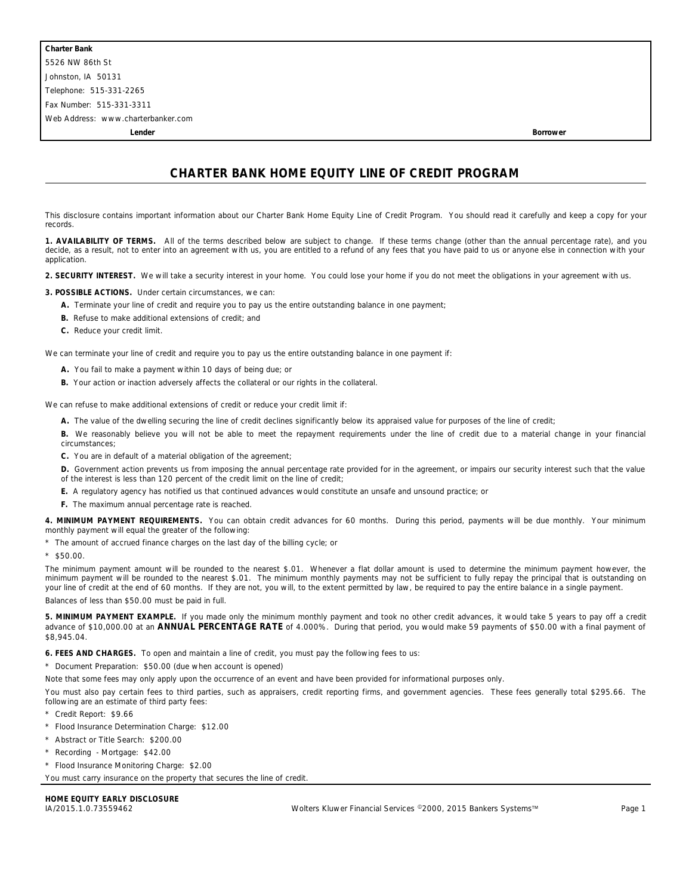| **Charter Bank** | |
|---|---|
| 5526 NW 86th St | |
| Johnston, IA 50131 | |
| Telephone: 515-331-2265 | |
| Fax Number: 515-331-3311 | |
| Web Address: www.charterbanker.com | |
| **Lender** | **Borrower** |

# CHARTER BANK HOME EQUITY LINE OF CREDIT PROGRAM

This disclosure contains important information about our Charter Bank Home Equity Line of Credit Program. You should read it carefully and keep a copy for your records.

**1. AVAILABILITY OF TERMS.** All of the terms described below are subject to change. If these terms change (other than the annual percentage rate), and you decide, as a result, not to enter into an agreement with us, you are entitled to a refund of any fees that you have paid to us or anyone else in connection with your application.

**2. SECURITY INTEREST.** We will take a security interest in your home. You could lose your home if you do not meet the obligations in your agreement with us.

**3. POSSIBLE ACTIONS.** Under certain circumstances, we can:

- **A.** Terminate your line of credit and require you to pay us the entire outstanding balance in one payment;
- **B.** Refuse to make additional extensions of credit; and
- **C.** Reduce your credit limit.

We can terminate your line of credit and require you to pay us the entire outstanding balance in one payment if:

- **A.** You fail to make a payment within 10 days of being due; or
- **B.** Your action or inaction adversely affects the collateral or our rights in the collateral.

We can refuse to make additional extensions of credit or reduce your credit limit if:

- **A.** The value of the dwelling securing the line of credit declines significantly below its appraised value for purposes of the line of credit;
- **B.** We reasonably believe you will not be able to meet the repayment requirements under the line of credit due to a material change in your financial circumstances;
- **C.** You are in default of a material obligation of the agreement;
- **D.** Government action prevents us from imposing the annual percentage rate provided for in the agreement, or impairs our security interest such that the value of the interest is less than 120 percent of the credit limit on the line of credit;
- **E.** A regulatory agency has notified us that continued advances would constitute an unsafe and unsound practice; or
- **F.** The maximum annual percentage rate is reached.

**4. MINIMUM PAYMENT REQUIREMENTS.** You can obtain credit advances for 60 months. During this period, payments will be due monthly. Your minimum monthly payment will equal the greater of the following:

* The amount of accrued finance charges on the last day of the billing cycle; or
* $50.00.

The minimum payment amount will be rounded to the nearest $.01. Whenever a flat dollar amount is used to determine the minimum payment however, the minimum payment will be rounded to the nearest $.01. The minimum monthly payments may not be sufficient to fully repay the principal that is outstanding on your line of credit at the end of 60 months. If they are not, you will, to the extent permitted by law, be required to pay the entire balance in a single payment.

Balances of less than $50.00 must be paid in full.

**5. MINIMUM PAYMENT EXAMPLE.** If you made only the minimum monthly payment and took no other credit advances, it would take 5 years to pay off a credit advance of $10,000.00 at an **ANNUAL PERCENTAGE RATE** of 4.000%. During that period, you would make 59 payments of $50.00 with a final payment of $8,945.04.

**6. FEES AND CHARGES.** To open and maintain a line of credit, you must pay the following fees to us:

* Document Preparation: $50.00 (due when account is opened)

Note that some fees may only apply upon the occurrence of an event and have been provided for informational purposes only.

You must also pay certain fees to third parties, such as appraisers, credit reporting firms, and government agencies. These fees generally total $295.66. The following are an estimate of third party fees:

* Credit Report: $9.66
* Flood Insurance Determination Charge: $12.00
* Abstract or Title Search: $200.00
* Recording - Mortgage: $42.00
* Flood Insurance Monitoring Charge: $2.00

You must carry insurance on the property that secures the line of credit.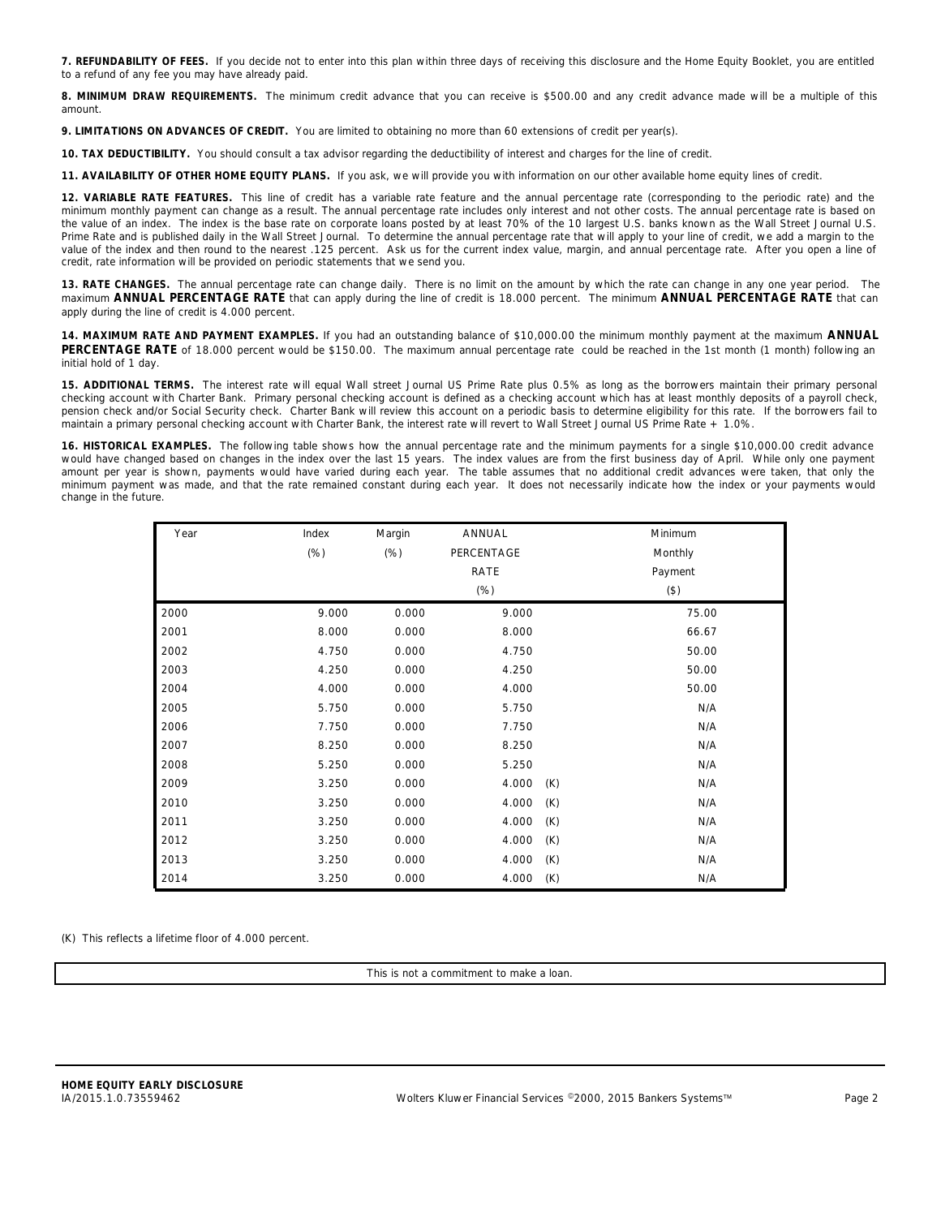**7. REFUNDABILITY OF FEES.** If you decide not to enter into this plan within three days of receiving this disclosure and the Home Equity Booklet, you are entitled to a refund of any fee you may have already paid.

**8. MINIMUM DRAW REQUIREMENTS.** The minimum credit advance that you can receive is $500.00 and any credit advance made will be a multiple of this amount.

**9. LIMITATIONS ON ADVANCES OF CREDIT.** You are limited to obtaining no more than 60 extensions of credit per year(s).

**10. TAX DEDUCTIBILITY.** You should consult a tax advisor regarding the deductibility of interest and charges for the line of credit.

**11. AVAILABILITY OF OTHER HOME EQUITY PLANS.** If you ask, we will provide you with information on our other available home equity lines of credit.

**12. VARIABLE RATE FEATURES.** This line of credit has a variable rate feature and the annual percentage rate (corresponding to the periodic rate) and the minimum monthly payment can change as a result. The annual percentage rate includes only interest and not other costs. The annual percentage rate is based on the value of an index. The index is the base rate on corporate loans posted by at least 70% of the 10 largest U.S. banks known as the Wall Street Journal U.S. Prime Rate and is published daily in the Wall Street Journal. To determine the annual percentage rate that will apply to your line of credit, we add a margin to the value of the index and then round to the nearest .125 percent. Ask us for the current index value, margin, and annual percentage rate. After you open a line of credit, rate information will be provided on periodic statements that we send you.

**13. RATE CHANGES.** The annual percentage rate can change daily. There is no limit on the amount by which the rate can change in any one year period. The maximum **ANNUAL PERCENTAGE RATE** that can apply during the line of credit is 18.000 percent. The minimum **ANNUAL PERCENTAGE RATE** that can apply during the line of credit is 4.000 percent.

**14. MAXIMUM RATE AND PAYMENT EXAMPLES.** If you had an outstanding balance of $10,000.00 the minimum monthly payment at the maximum **ANNUAL PERCENTAGE RATE** of 18.000 percent would be $150.00. The maximum annual percentage rate could be reached in the 1st month (1 month) following an initial hold of 1 day.

**15. ADDITIONAL TERMS.** The interest rate will equal Wall street Journal US Prime Rate plus 0.5% as long as the borrowers maintain their primary personal checking account with Charter Bank. Primary personal checking account is defined as a checking account which has at least monthly deposits of a payroll check, pension check and/or Social Security check. Charter Bank will review this account on a periodic basis to determine eligibility for this rate. If the borrowers fail to maintain a primary personal checking account with Charter Bank, the interest rate will revert to Wall Street Journal US Prime Rate + 1.0%.

**16. HISTORICAL EXAMPLES.** The following table shows how the annual percentage rate and the minimum payments for a single $10,000.00 credit advance would have changed based on changes in the index over the last 15 years. The index values are from the first business day of April. While only one payment amount per year is shown, payments would have varied during each year. The table assumes that no additional credit advances were taken, that only the minimum payment was made, and that the rate remained constant during each year. It does not necessarily indicate how the index or your payments would change in the future.

| Year | Index (%) | Margin (%) | ANNUAL PERCENTAGE RATE (%) | Minimum Monthly Payment ($) |
|---|---|---|---|---|
| 2000 | 9.000 | 0.000 | 9.000 | 75.00 |
| 2001 | 8.000 | 0.000 | 8.000 | 66.67 |
| 2002 | 4.750 | 0.000 | 4.750 | 50.00 |
| 2003 | 4.250 | 0.000 | 4.250 | 50.00 |
| 2004 | 4.000 | 0.000 | 4.000 | 50.00 |
| 2005 | 5.750 | 0.000 | 5.750 | N/A |
| 2006 | 7.750 | 0.000 | 7.750 | N/A |
| 2007 | 8.250 | 0.000 | 8.250 | N/A |
| 2008 | 5.250 | 0.000 | 5.250 | N/A |
| 2009 | 3.250 | 0.000 | 4.000 (K) | N/A |
| 2010 | 3.250 | 0.000 | 4.000 (K) | N/A |
| 2011 | 3.250 | 0.000 | 4.000 (K) | N/A |
| 2012 | 3.250 | 0.000 | 4.000 (K) | N/A |
| 2013 | 3.250 | 0.000 | 4.000 (K) | N/A |
| 2014 | 3.250 | 0.000 | 4.000 (K) | N/A |

(K) This reflects a lifetime floor of 4.000 percent.

This is not a commitment to make a loan.

**HOME EQUITY EARLY DISCLOSURE**
IA/2015.1.0.73559462